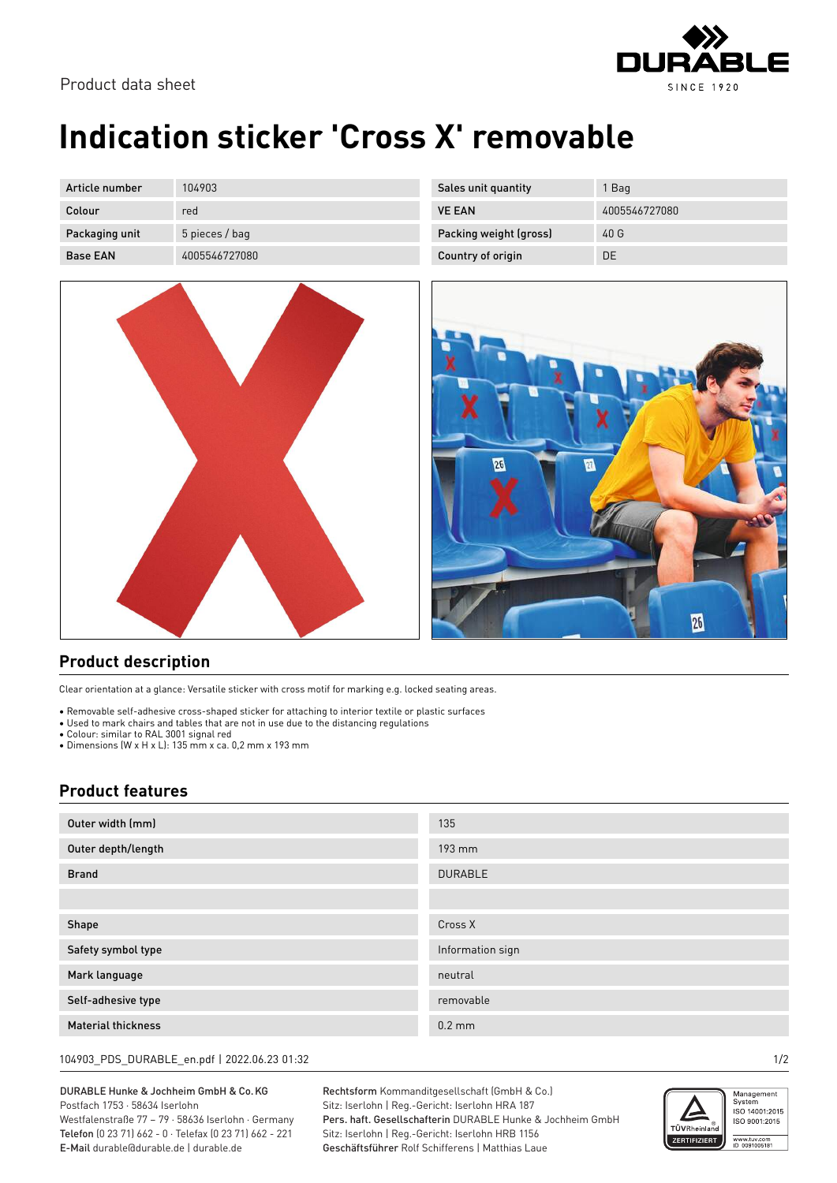Product data sheet

# Indication sticker 'Cross X' removable

| Article number | 104903 |
|---|---|
| Colour | red |
| Packaging unit | 5 pieces / bag |
| Base EAN | 4005546727080 |

| Sales unit quantity | 1 Bag |
|---|---|
| VE EAN | 4005546727080 |
| Packing weight (gross) | 40 G |
| Country of origin | DE |

## Product description

Clear orientation at a glance: Versatile sticker with cross motif for marking e.g. locked seating areas.

- Removable self-adhesive cross-shaped sticker for attaching to interior textile or plastic surfaces
- Used to mark chairs and tables that are not in use due to the distancing regulations
- Colour: similar to RAL 3001 signal red
- Dimensions (W x H x L): 135 mm x ca. 0,2 mm x 193 mm

## Product features

| Outer width (mm) | 135 |
|---|---|
| Outer depth/length | 193 mm |
| Brand | DURABLE |
| | |
| Shape | Cross X |
| Safety symbol type | Information sign |
| Mark language | neutral |
| Self-adhesive type | removable |
| Material thickness | 0.2 mm |

104903_PDS_DURABLE_en.pdf | 2022.06.23 01:32

**DURABLE Hunke & Jochheim GmbH & Co. KG**
Postfach 1753 · 58634 Iserlohn
Westfalenstraße 77 – 79 · 58636 Iserlohn · Germany
**Telefon** (0 23 71) 662 - 0 · Telefax (0 23 71) 662 - 221
**E-Mail** durable@durable.de | durable.de

**Rechtsform** Kommanditgesellschaft (GmbH & Co.)
Sitz: Iserlohn | Reg.-Gericht: Iserlohn HRA 187
**Pers. haft. Gesellschafterin** DURABLE Hunke & Jochheim GmbH
Sitz: Iserlohn | Reg.-Gericht: Iserlohn HRB 1156
**Geschäftsführer** Rolf Schifferens | Matthias Laue

Management System ISO 14001:2015 ISO 9001:2015
www.tuv.com ID 0091006181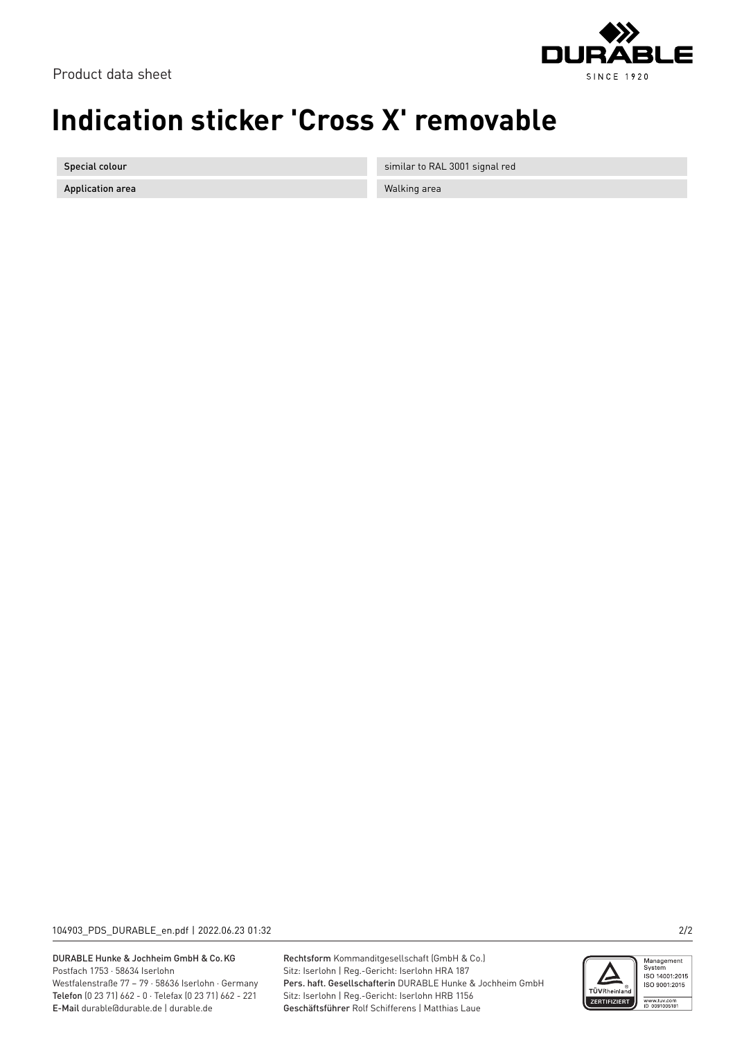# Indication sticker 'Cross X' removable

| | |
|---|---|
| Special colour | similar to RAL 3001 signal red |
| Application area | Walking area |